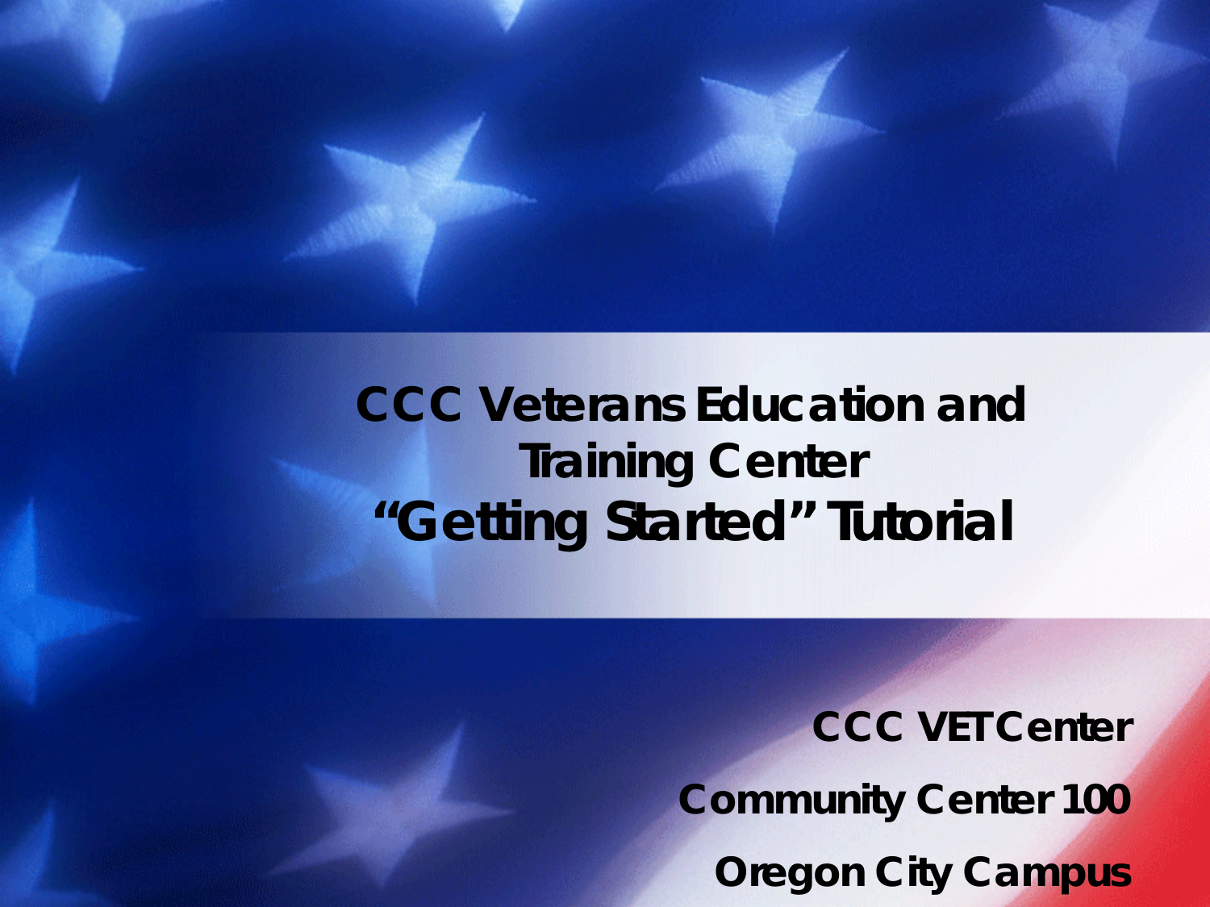# CCC Veterans Education and Training Center
# "Getting Started" Tutorial

**CCC VET Center**

**Community Center 100**

**Oregon City Campus**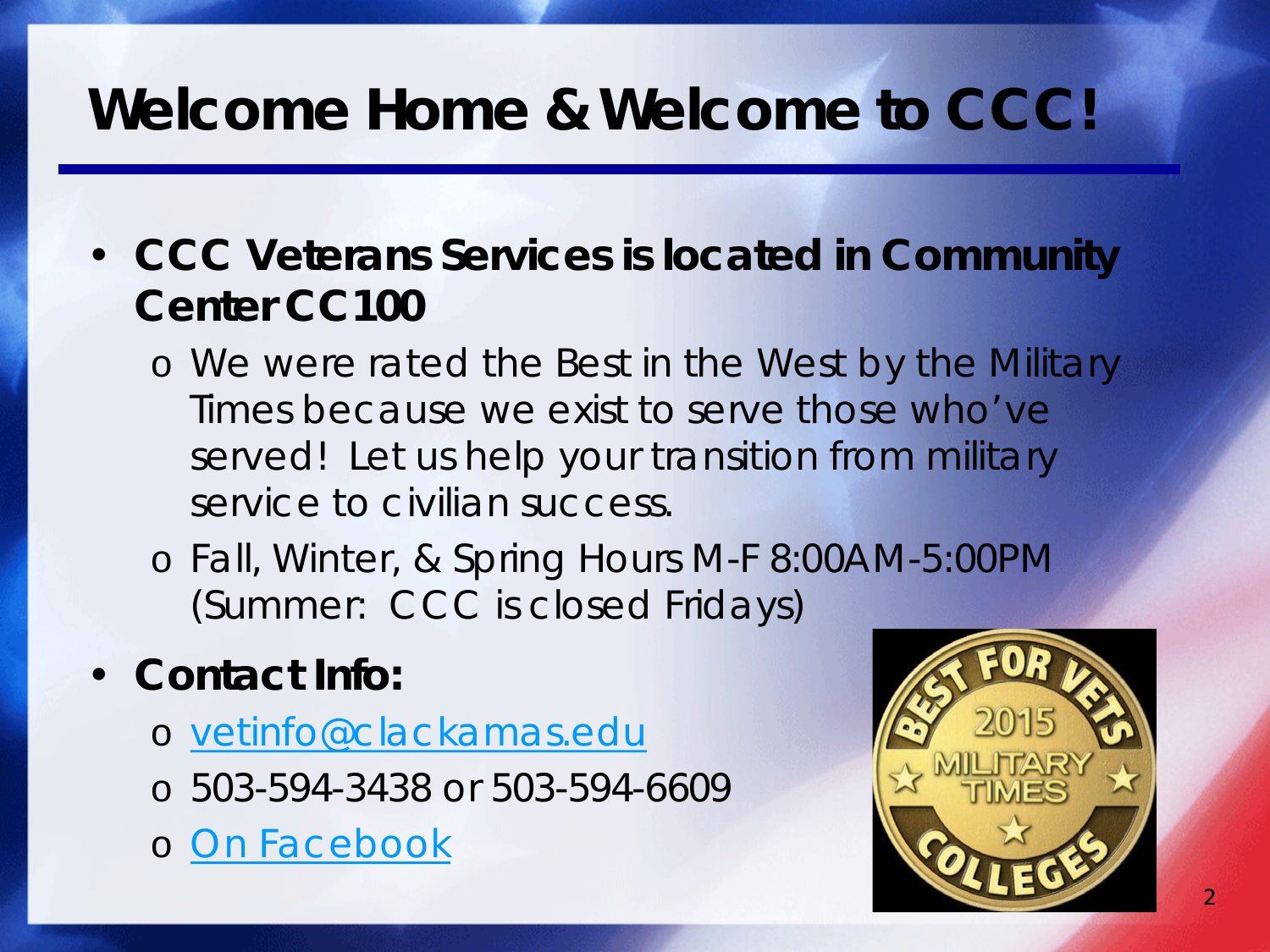# Welcome Home & Welcome to CCC!

- **CCC Veterans Services is located in Community Center CC100**
  - We were rated the Best in the West by the Military Times because we exist to serve those who've served! Let us help your transition from military service to civilian success.
  - Fall, Winter, & Spring Hours M-F 8:00AM-5:00PM (Summer: CCC is closed Fridays)
- **Contact Info:**
  - vetinfo@clackamas.edu
  - 503-594-3438 or 503-594-6609
  - On Facebook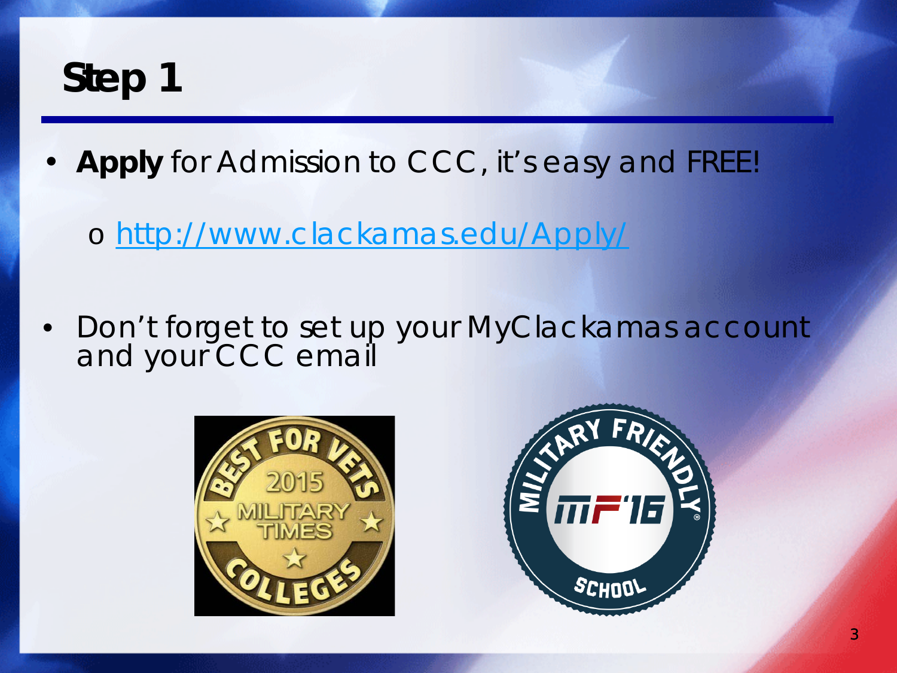# Step 1

- **Apply** for Admission to CCC, it's easy and FREE!
  - http://www.clackamas.edu/Apply/
- Don't forget to set up your MyClackamas account and your CCC email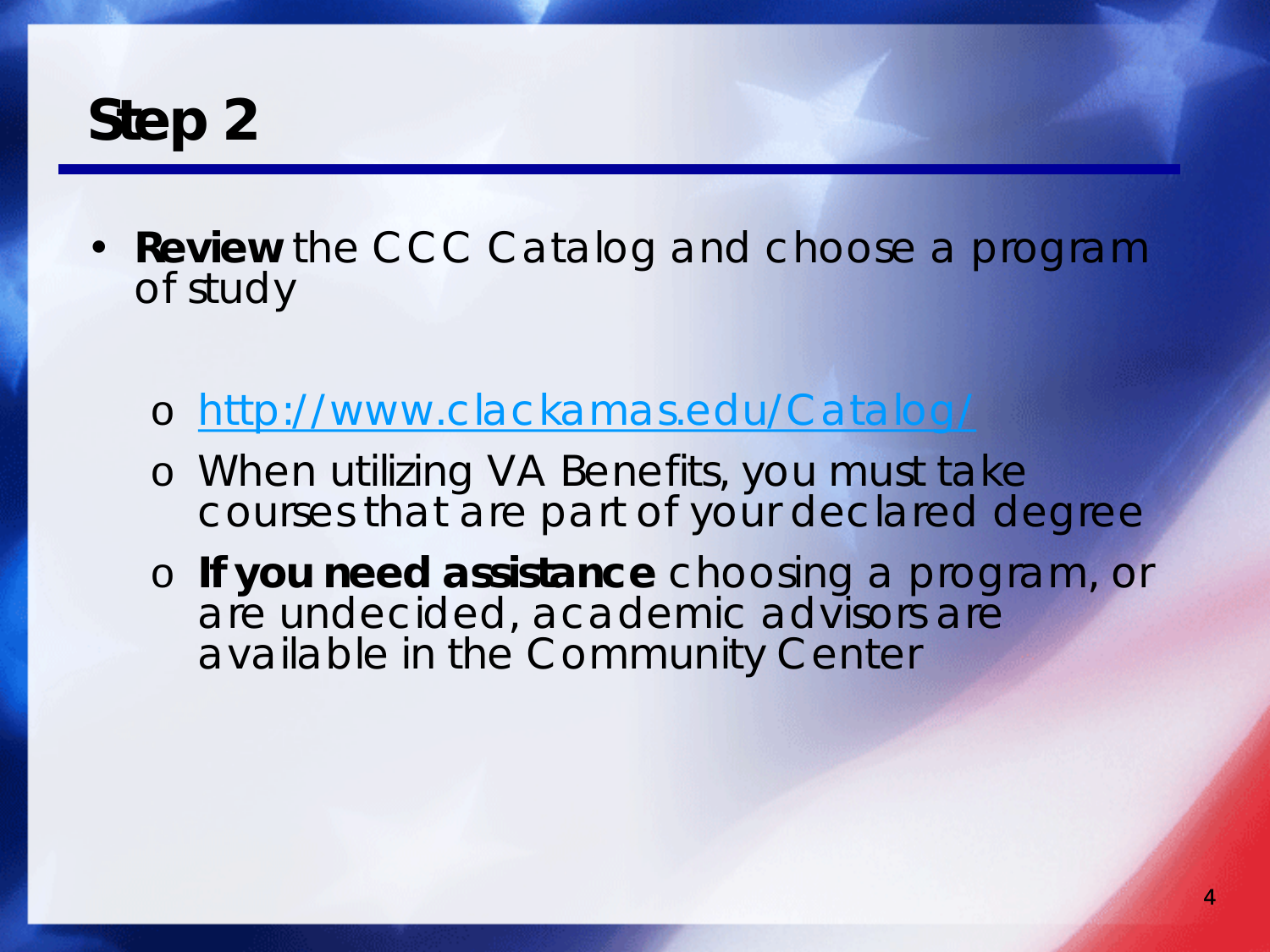# Step 2

- **Review** the CCC Catalog and choose a program of study
  - http://www.clackamas.edu/Catalog/
  - When utilizing VA Benefits, you must take courses that are part of your declared degree
  - **If you need assistance** choosing a program, or are undecided, academic advisors are available in the Community Center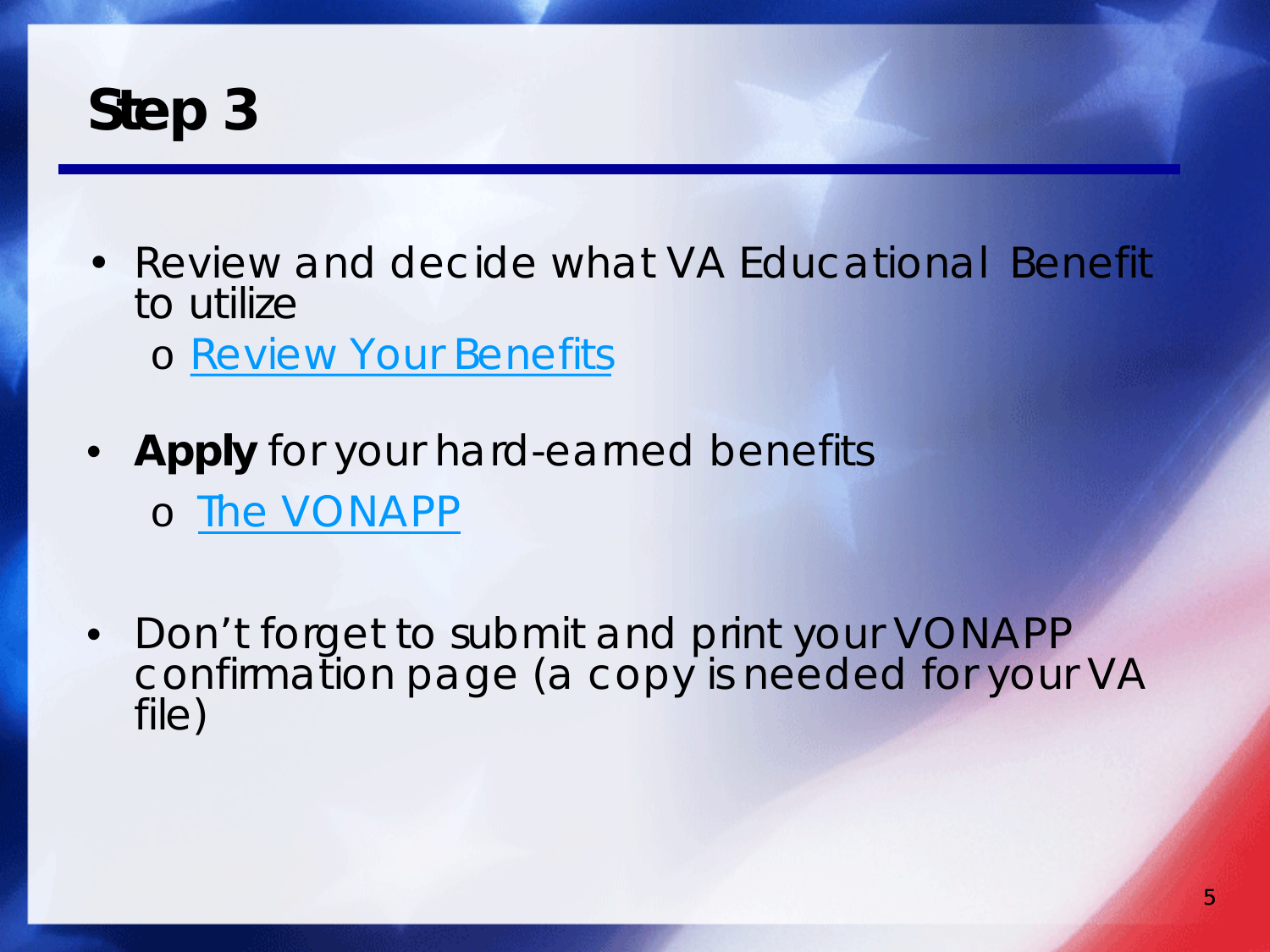# Step 3

- Review and decide what VA Educational Benefit to utilize
  - Review Your Benefits

- **Apply** for your hard-earned benefits
  - The VONAPP

- Don't forget to submit and print your VONAPP confirmation page (a copy is needed for your VA file)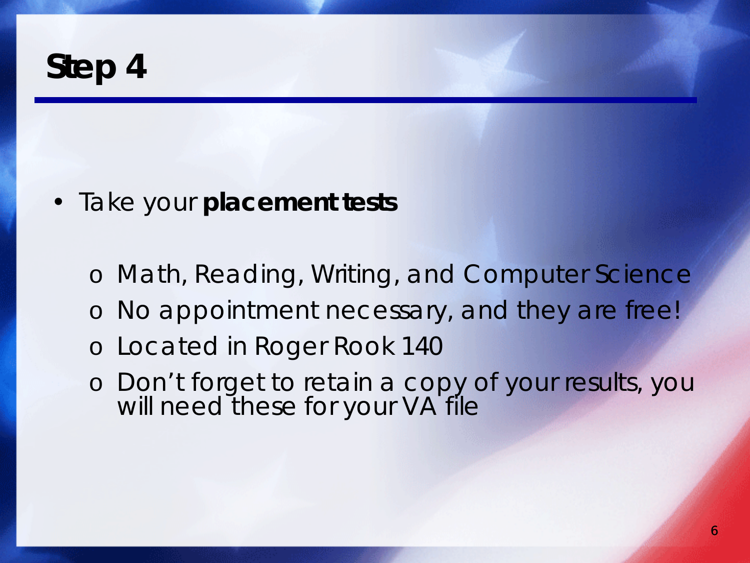# Step 4

- Take your **placement tests**
  - Math, Reading, Writing, and Computer Science
  - No appointment necessary, and they are free!
  - Located in Roger Rook 140
  - Don't forget to retain a copy of your results, you will need these for your VA file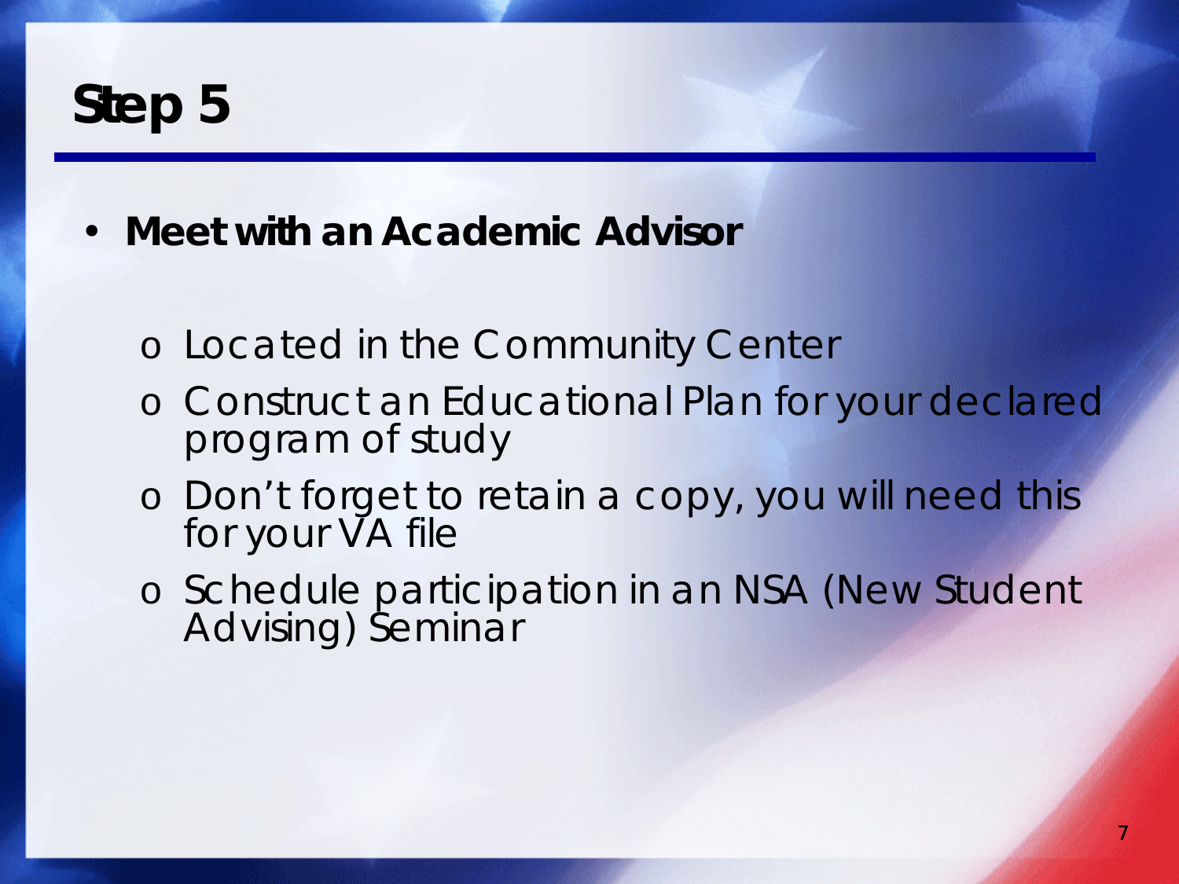# Step 5

- **Meet with an Academic Advisor**
  - Located in the Community Center
  - Construct an Educational Plan for your declared program of study
  - Don't forget to retain a copy, you will need this for your VA file
  - Schedule participation in an NSA (New Student Advising) Seminar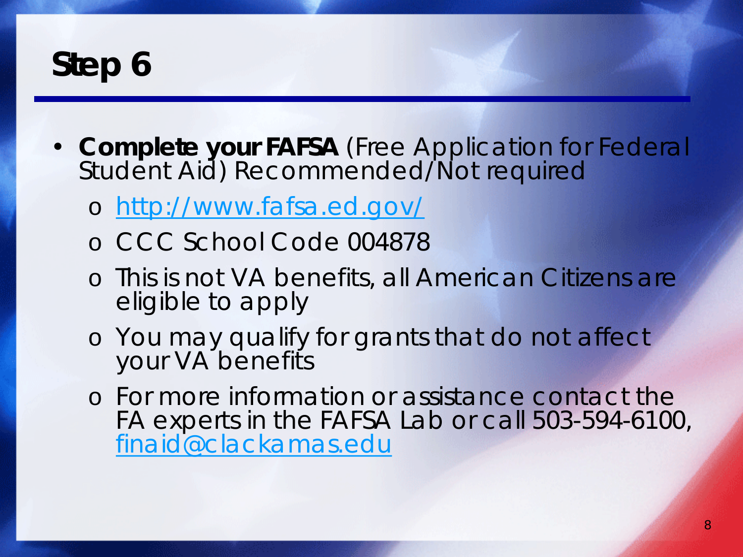# Step 6

- **Complete your FAFSA** (Free Application for Federal Student Aid) Recommended/Not required
  - http://www.fafsa.ed.gov/
  - CCC School Code 004878
  - This is not VA benefits, all American Citizens are eligible to apply
  - You may qualify for grants that do not affect your VA benefits
  - For more information or assistance contact the FA experts in the FAFSA Lab or call 503-594-6100, finaid@clackamas.edu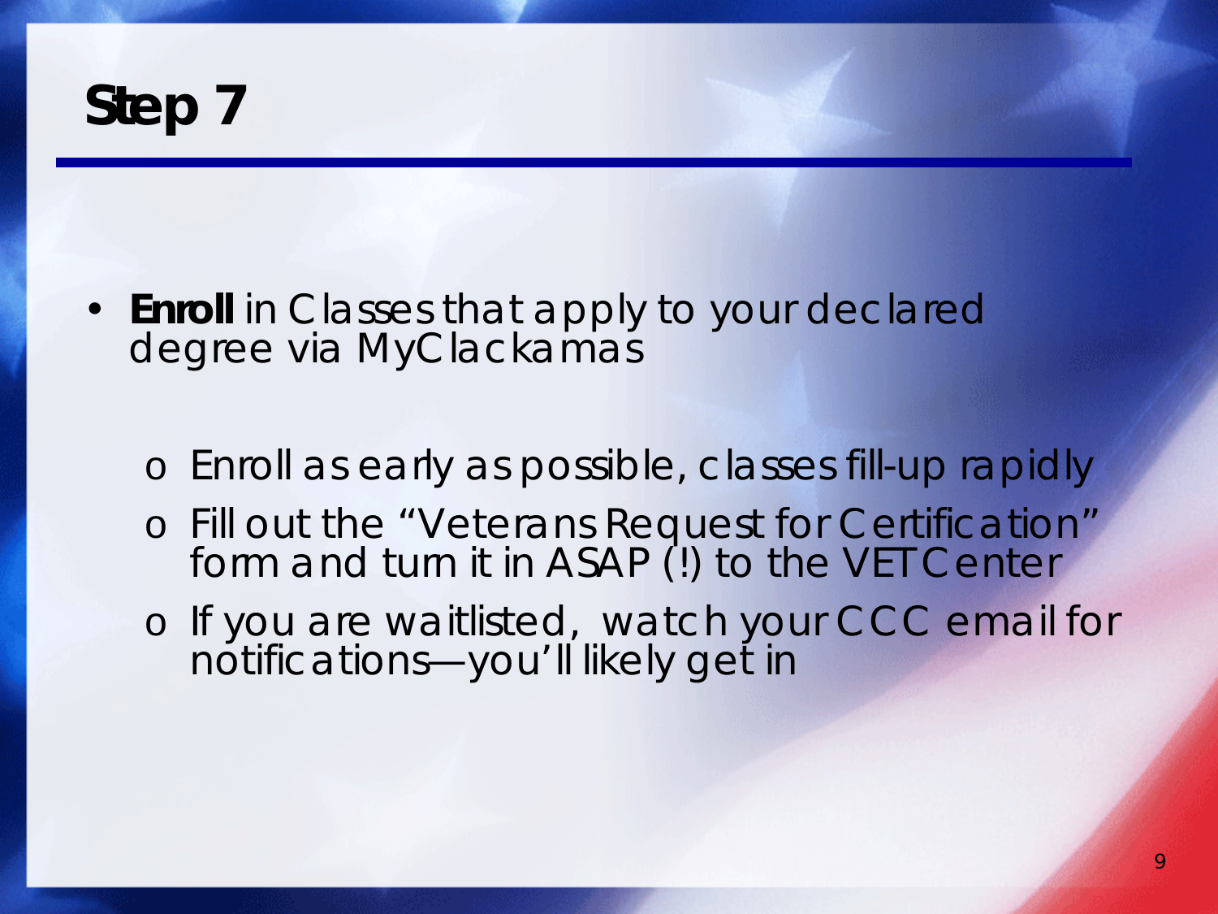# Step 7

- **Enroll** in Classes that apply to your declared degree via MyClackamas
  - Enroll as early as possible, classes fill-up rapidly
  - Fill out the "Veterans Request for Certification" form and turn it in ASAP (!) to the VET Center
  - If you are waitlisted, watch your CCC email for notifications—you'll likely get in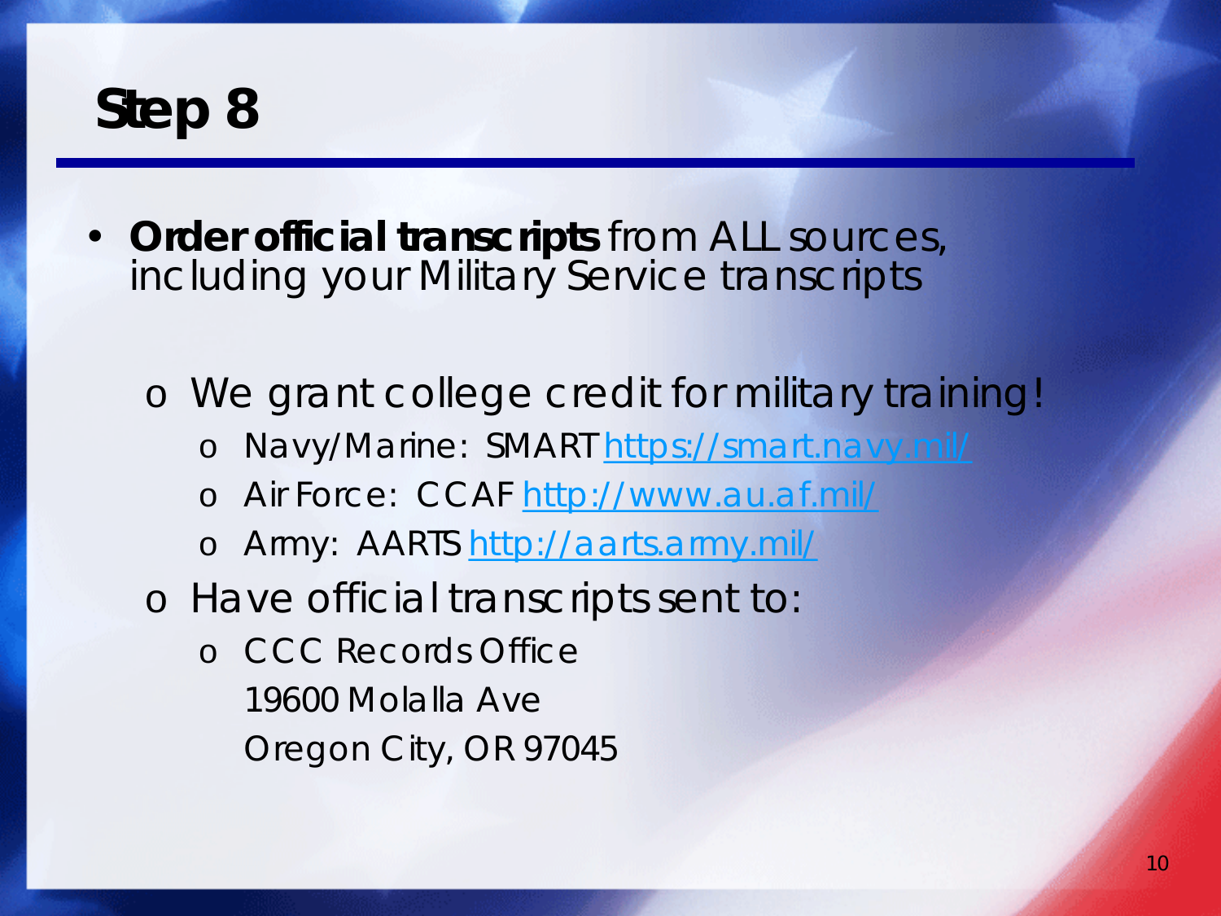# Step 8

- **Order official transcripts** from ALL sources, including your Military Service transcripts
  - We grant college credit for military training!
    - Navy/Marine: SMART [https://smart.navy.mil/](https://smart.navy.mil/)
    - Air Force: CCAF [http://www.au.af.mil/](http://www.au.af.mil/)
    - Army: AARTS [http://aarts.army.mil/](http://aarts.army.mil/)
  - Have official transcripts sent to:
    - CCC Records Office
      19600 Molalla Ave
      Oregon City, OR 97045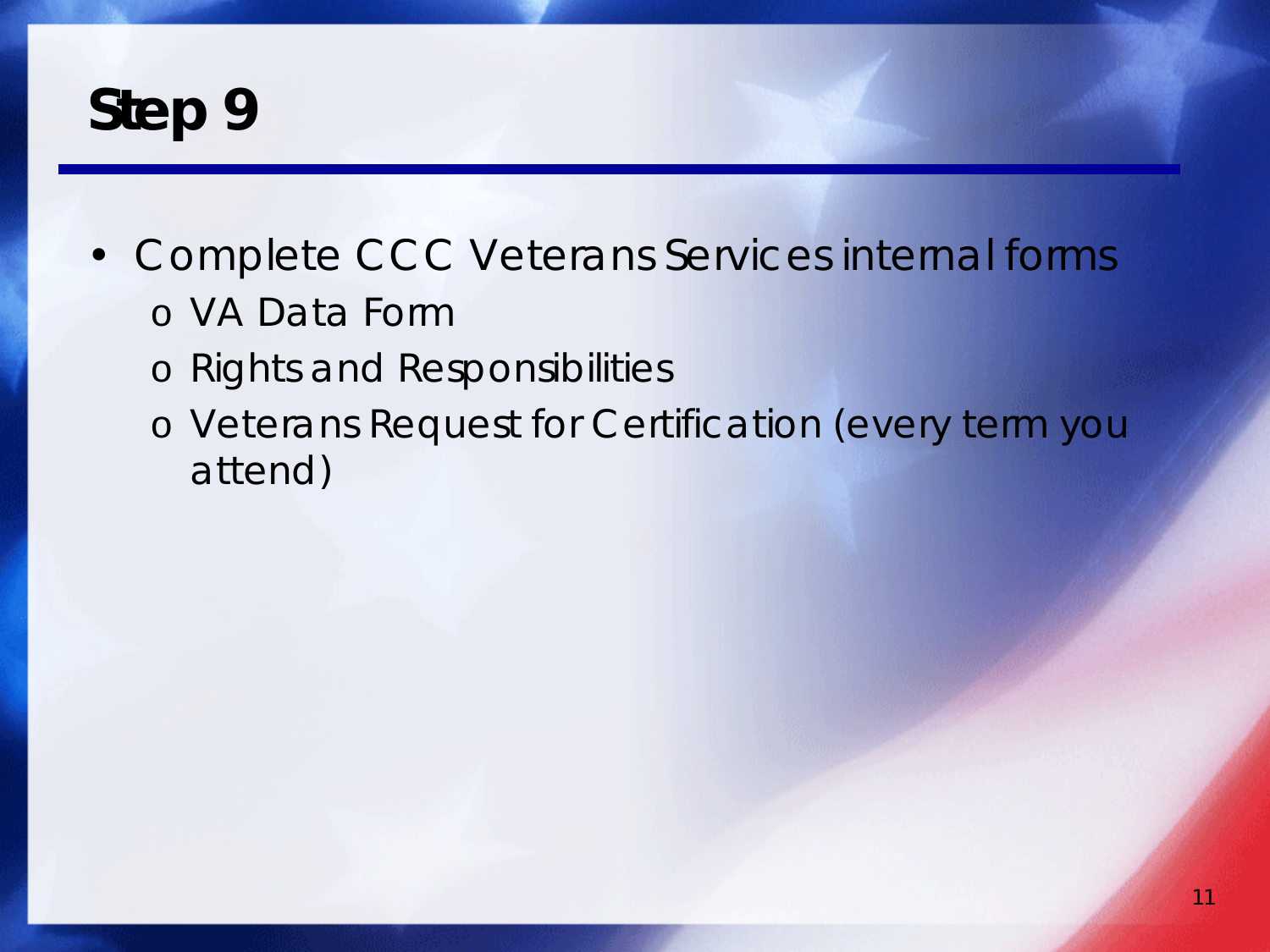# Step 9

- Complete CCC Veterans Services internal forms
  - VA Data Form
  - Rights and Responsibilities
  - Veterans Request for Certification (every term you attend)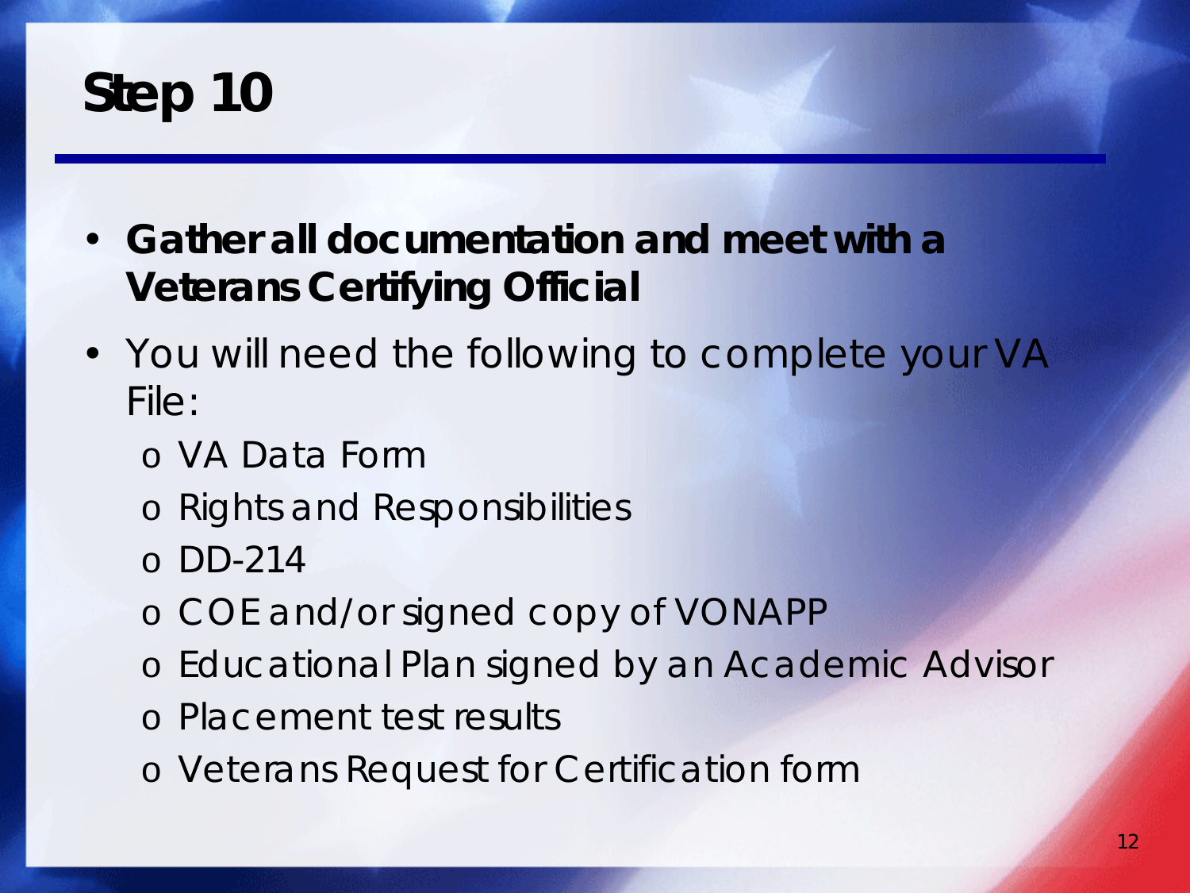# Step 10

- **Gather all documentation and meet with a Veterans Certifying Official**
- You will need the following to complete your VA File:
  - VA Data Form
  - Rights and Responsibilities
  - DD-214
  - COE and/or signed copy of VONAPP
  - Educational Plan signed by an Academic Advisor
  - Placement test results
  - Veterans Request for Certification form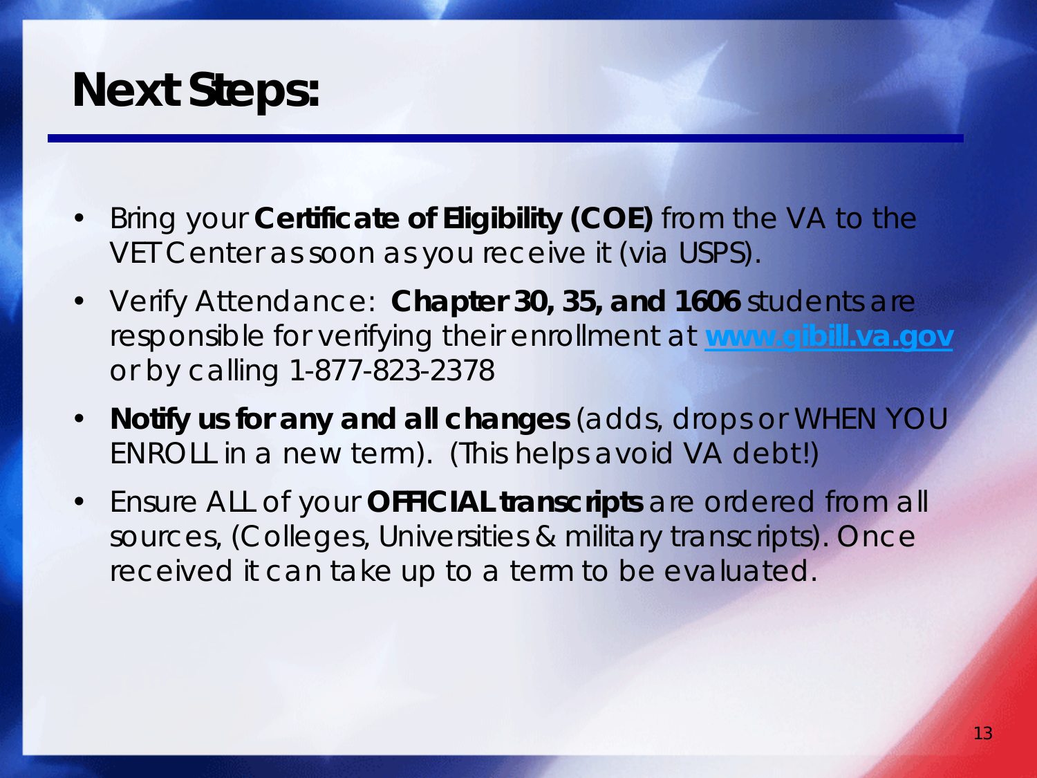# Next Steps:

- Bring your **Certificate of Eligibility (COE)** from the VA to the VET Center as soon as you receive it (via USPS).
- Verify Attendance: **Chapter 30, 35, and 1606** students are responsible for verifying their enrollment at **www.gibill.va.gov** or by calling 1-877-823-2378
- **Notify us for any and all changes** (adds, drops or WHEN YOU ENROLL in a new term). (This helps avoid VA debt!)
- Ensure ALL of your **OFFICIAL transcripts** are ordered from all sources, (Colleges, Universities & military transcripts). Once received it can take up to a term to be evaluated.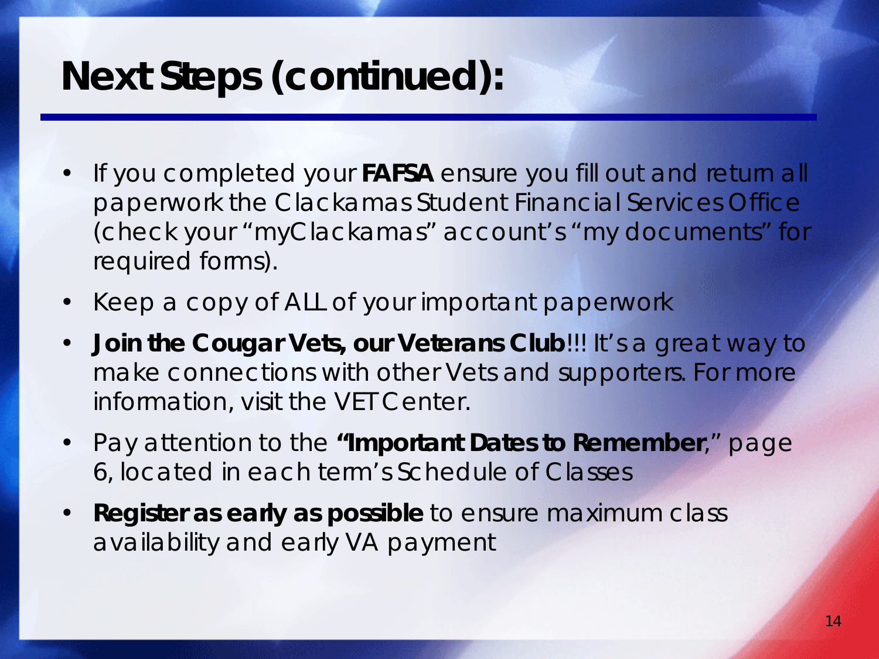# Next Steps (continued):

- If you completed your **FAFSA** ensure you fill out and return all paperwork the Clackamas Student Financial Services Office (check your "myClackamas" account's "my documents" for required forms).
- Keep a copy of ALL of your important paperwork
- **Join the Cougar Vets, our Veterans Club**!!! It's a great way to make connections with other Vets and supporters. For more information, visit the VET Center.
- Pay attention to the **"Important Dates to Remember**," page 6, located in each term's Schedule of Classes
- **Register as early as possible** to ensure maximum class availability and early VA payment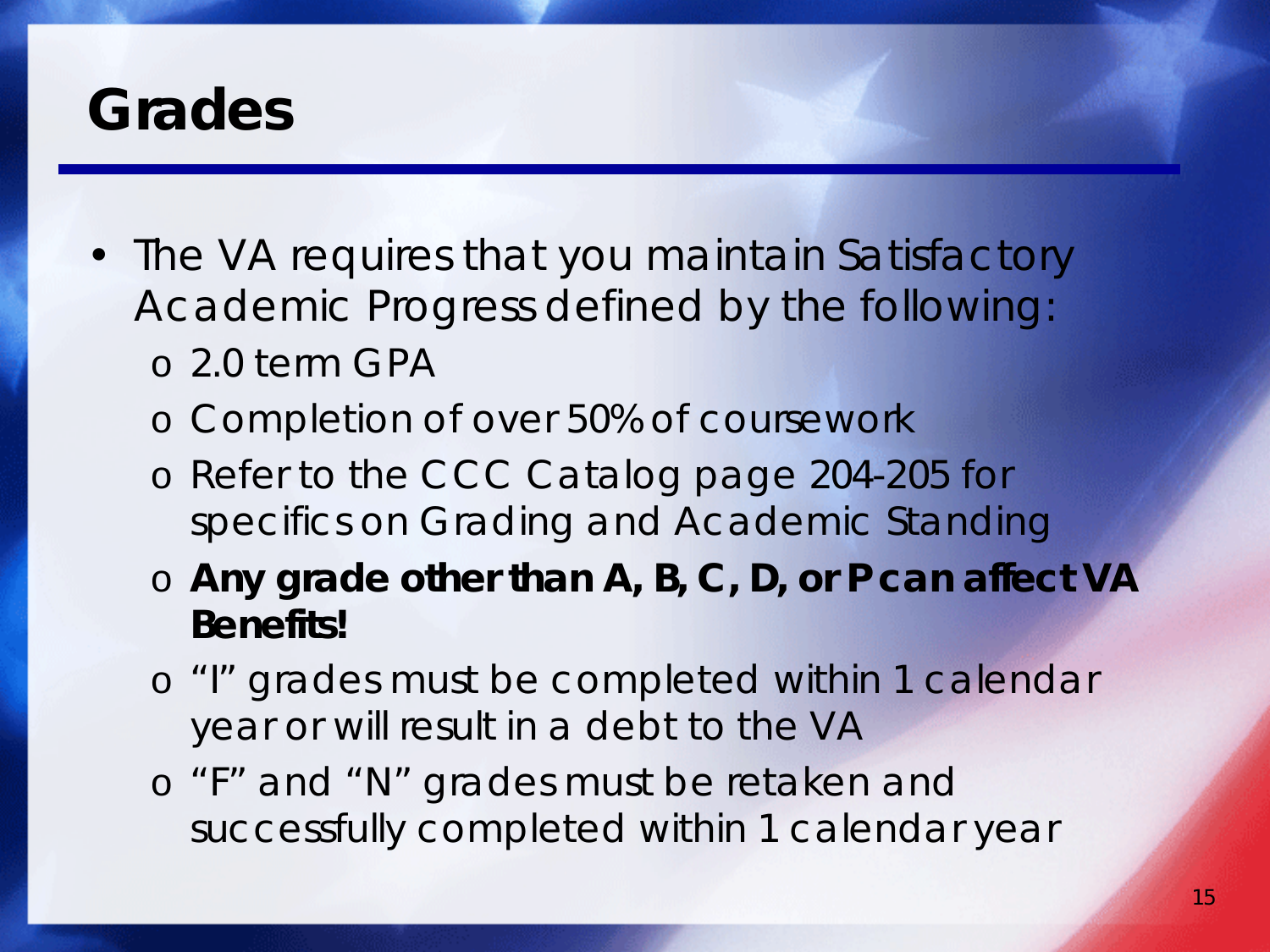# Grades

- The VA requires that you maintain Satisfactory Academic Progress defined by the following:
  - 2.0 term GPA
  - Completion of over 50% of coursework
  - Refer to the CCC Catalog page 204-205 for specifics on Grading and Academic Standing
  - **Any grade other than A, B, C, D, or P can affect VA Benefits!**
  - "I" grades must be completed within 1 calendar year or will result in a debt to the VA
  - "F" and "N" grades must be retaken and successfully completed within 1 calendar year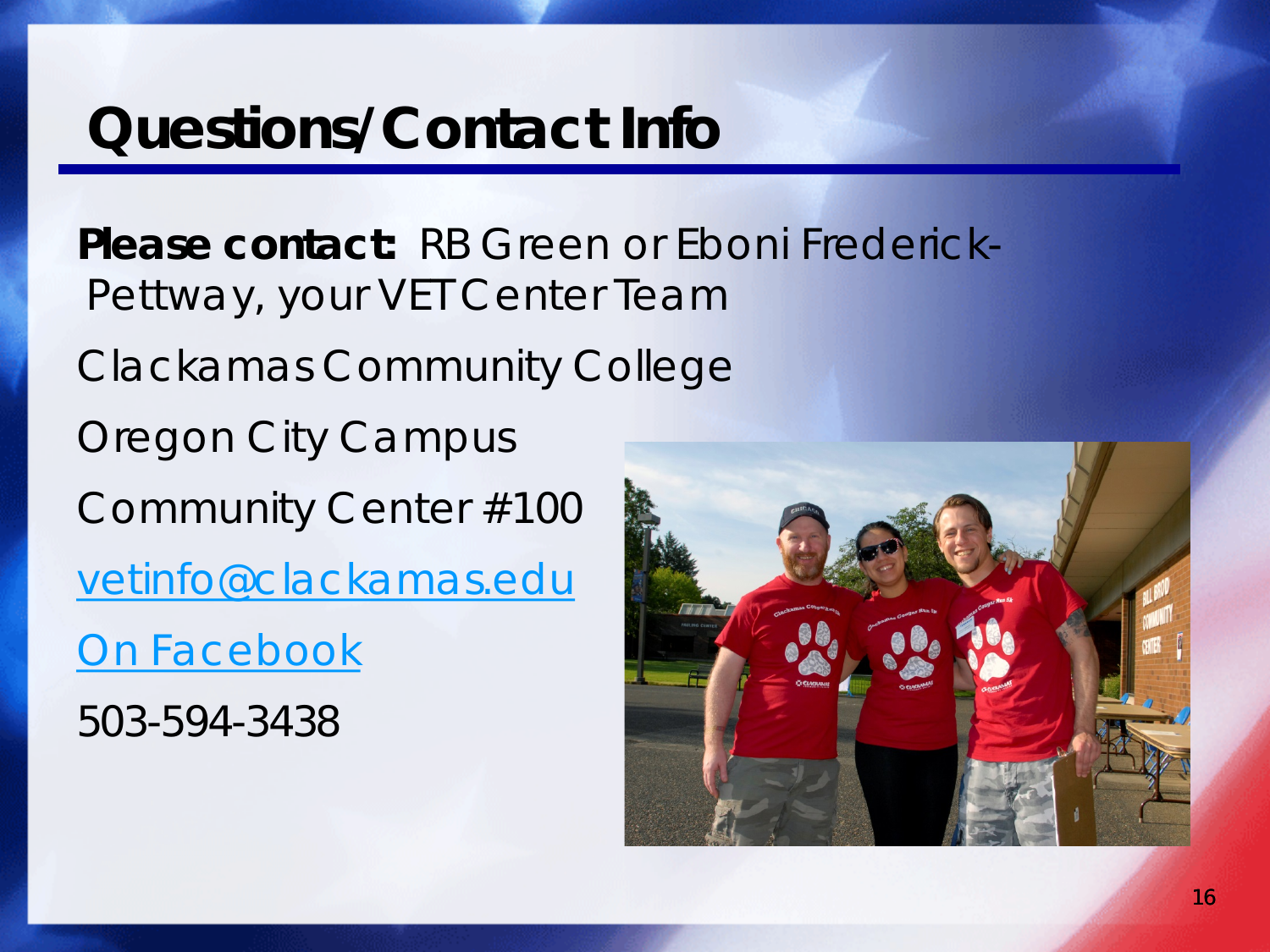# Questions/Contact Info

**Please contact:** RB Green or Eboni Frederick-Pettway, your VET Center Team

Clackamas Community College

Oregon City Campus

Community Center #100

vetinfo@clackamas.edu

On Facebook

503-594-3438